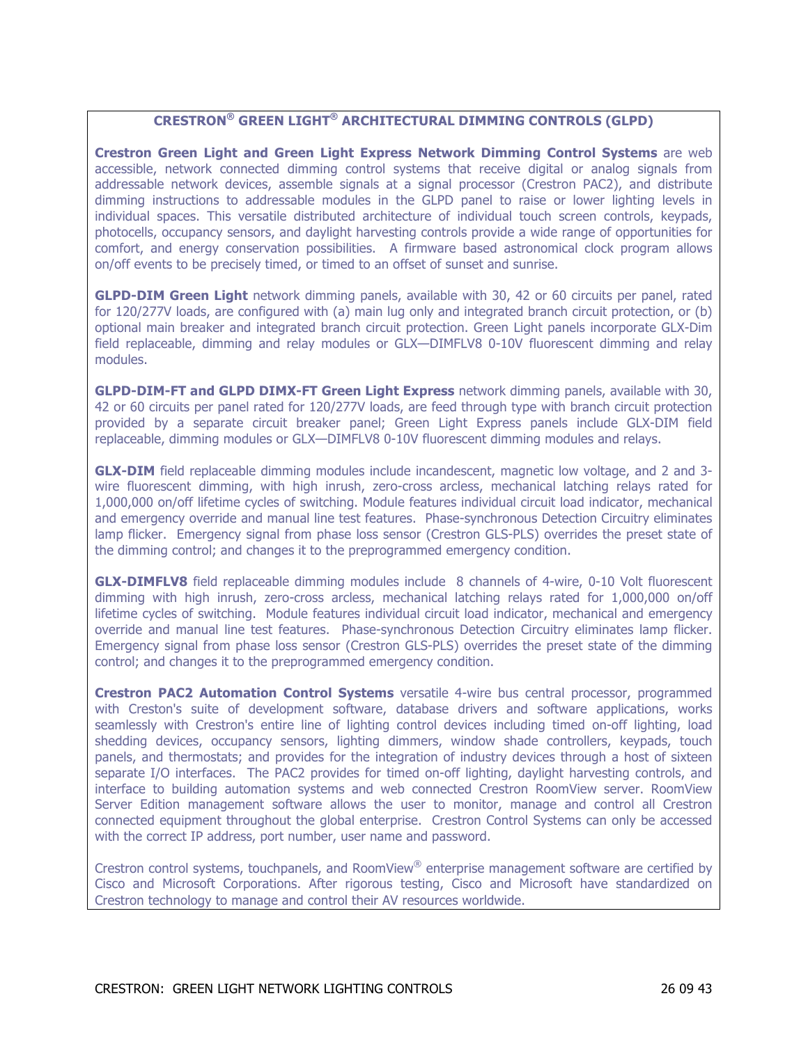## CRESTRON® GREEN LIGHT® ARCHITECTURAL DIMMING CONTROLS (GLPD)

**Crestron Green Light and Green Light Express Network Dimming Control Systems** are web accessible, network connected dimming control systems that receive digital or analog signals from addressable network devices, assemble signals at a signal processor (Crestron PAC2), and distribute dimming instructions to addressable modules in the GLPD panel to raise or lower lighting levels in individual spaces. This versatile distributed architecture of individual touch screen controls, keypads, photocells, occupancy sensors, and daylight harvesting controls provide a wide range of opportunities for comfort, and energy conservation possibilities. A firmware based astronomical clock program allows on/off events to be precisely timed, or timed to an offset of sunset and sunrise.

**GLPD-DIM Green Light** network dimming panels, available with 30, 42 or 60 circuits per panel, rated for 120/277V loads, are configured with (a) main lug only and integrated branch circuit protection, or (b) optional main breaker and integrated branch circuit protection. Green Light panels incorporate GLX-Dim field replaceable, dimming and relay modules or GLX—DIMFLV8 0-10V fluorescent dimming and relay modules.

**GLPD-DIM-FT and GLPD DIMX-FT Green Light Express** network dimming panels, available with 30, 42 or 60 circuits per panel rated for 120/277V loads, are feed through type with branch circuit protection provided by a separate circuit breaker panel; Green Light Express panels include GLX-DIM field replaceable, dimming modules or GLX—DIMFLV8 0-10V fluorescent dimming modules and relays.

**GLX-DIM** field replaceable dimming modules include incandescent, magnetic low voltage, and 2 and 3-wire fluorescent dimming, with high inrush, zero-cross arcless, mechanical latching relays rated for 1,000,000 on/off lifetime cycles of switching. Module features individual circuit load indicator, mechanical and emergency override and manual line test features. Phase-synchronous Detection Circuitry eliminates lamp flicker. Emergency signal from phase loss sensor (Crestron GLS-PLS) overrides the preset state of the dimming control; and changes it to the preprogrammed emergency condition.

**GLX-DIMFLV8** field replaceable dimming modules include 8 channels of 4-wire, 0-10 Volt fluorescent dimming with high inrush, zero-cross arcless, mechanical latching relays rated for 1,000,000 on/off lifetime cycles of switching. Module features individual circuit load indicator, mechanical and emergency override and manual line test features. Phase-synchronous Detection Circuitry eliminates lamp flicker. Emergency signal from phase loss sensor (Crestron GLS-PLS) overrides the preset state of the dimming control; and changes it to the preprogrammed emergency condition.

**Crestron PAC2 Automation Control Systems** versatile 4-wire bus central processor, programmed with Creston's suite of development software, database drivers and software applications, works seamlessly with Crestron's entire line of lighting control devices including timed on-off lighting, load shedding devices, occupancy sensors, lighting dimmers, window shade controllers, keypads, touch panels, and thermostats; and provides for the integration of industry devices through a host of sixteen separate I/O interfaces. The PAC2 provides for timed on-off lighting, daylight harvesting controls, and interface to building automation systems and web connected Crestron RoomView server. RoomView Server Edition management software allows the user to monitor, manage and control all Crestron connected equipment throughout the global enterprise. Crestron Control Systems can only be accessed with the correct IP address, port number, user name and password.

Crestron control systems, touchpanels, and RoomView® enterprise management software are certified by Cisco and Microsoft Corporations. After rigorous testing, Cisco and Microsoft have standardized on Crestron technology to manage and control their AV resources worldwide.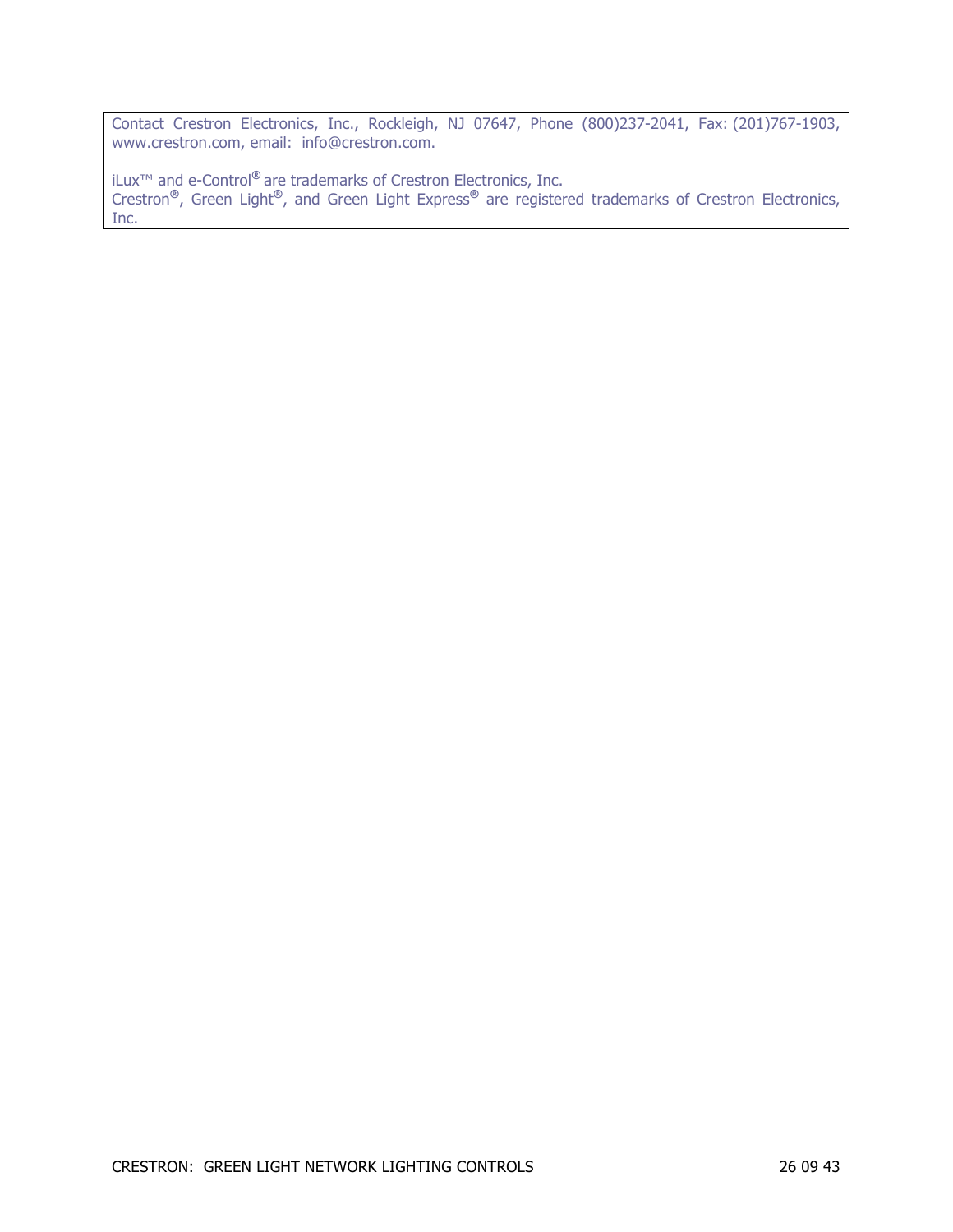Contact Crestron Electronics, Inc., Rockleigh, NJ 07647, Phone (800)237-2041, Fax: (201)767-1903, www.crestron.com, email: info@crestron.com.

iLux™ and e-Control® are trademarks of Crestron Electronics, Inc.
Crestron®, Green Light®, and Green Light Express® are registered trademarks of Crestron Electronics, Inc.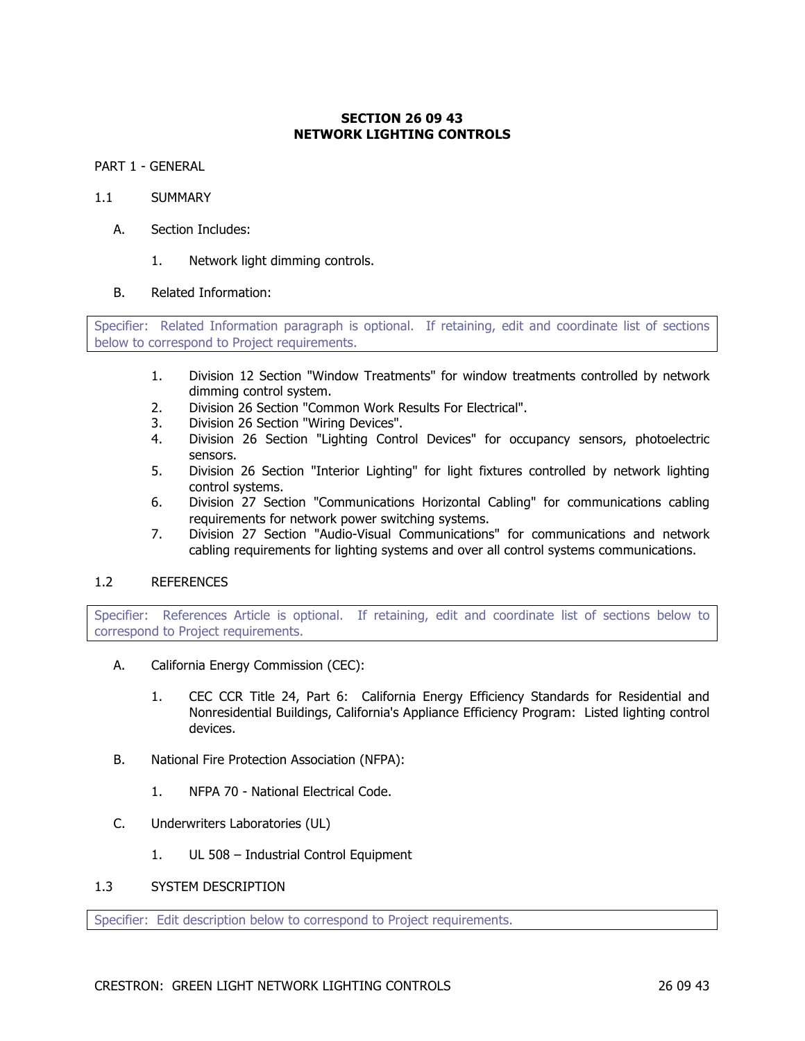# SECTION 26 09 43
# NETWORK LIGHTING CONTROLS

## PART 1 - GENERAL

### 1.1 SUMMARY

A. Section Includes:

1. Network light dimming controls.

B. Related Information:

> Specifier: Related Information paragraph is optional. If retaining, edit and coordinate list of sections below to correspond to Project requirements.

1. Division 12 Section "Window Treatments" for window treatments controlled by network dimming control system.
2. Division 26 Section "Common Work Results For Electrical".
3. Division 26 Section "Wiring Devices".
4. Division 26 Section "Lighting Control Devices" for occupancy sensors, photoelectric sensors.
5. Division 26 Section "Interior Lighting" for light fixtures controlled by network lighting control systems.
6. Division 27 Section "Communications Horizontal Cabling" for communications cabling requirements for network power switching systems.
7. Division 27 Section "Audio-Visual Communications" for communications and network cabling requirements for lighting systems and over all control systems communications.

### 1.2 REFERENCES

> Specifier: References Article is optional. If retaining, edit and coordinate list of sections below to correspond to Project requirements.

A. California Energy Commission (CEC):

1. CEC CCR Title 24, Part 6: California Energy Efficiency Standards for Residential and Nonresidential Buildings, California's Appliance Efficiency Program: Listed lighting control devices.

B. National Fire Protection Association (NFPA):

1. NFPA 70 - National Electrical Code.

C. Underwriters Laboratories (UL)

1. UL 508 – Industrial Control Equipment

### 1.3 SYSTEM DESCRIPTION

> Specifier: Edit description below to correspond to Project requirements.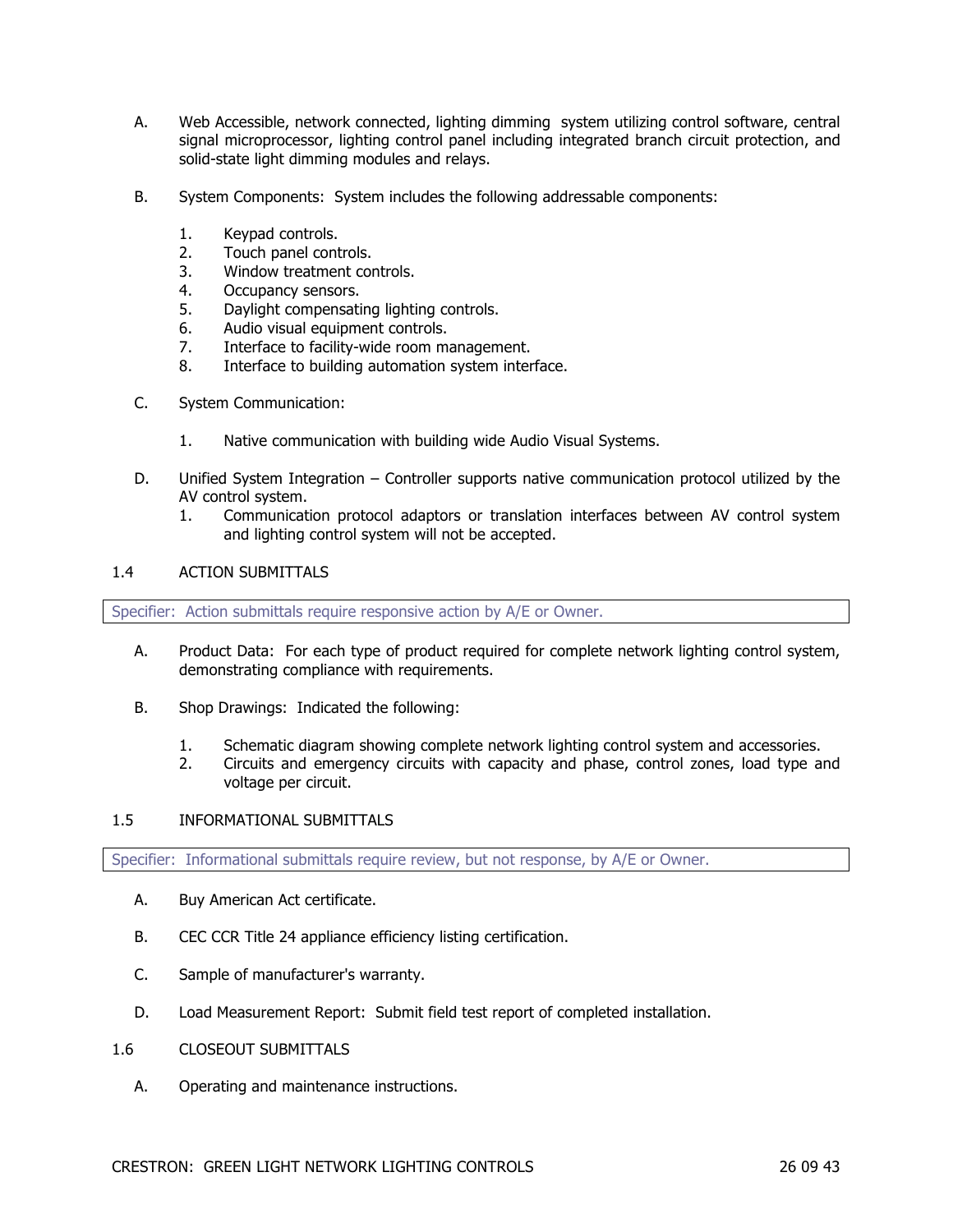A. Web Accessible, network connected, lighting dimming system utilizing control software, central signal microprocessor, lighting control panel including integrated branch circuit protection, and solid-state light dimming modules and relays.

B. System Components: System includes the following addressable components:

1. Keypad controls.
2. Touch panel controls.
3. Window treatment controls.
4. Occupancy sensors.
5. Daylight compensating lighting controls.
6. Audio visual equipment controls.
7. Interface to facility-wide room management.
8. Interface to building automation system interface.

C. System Communication:

1. Native communication with building wide Audio Visual Systems.

D. Unified System Integration – Controller supports native communication protocol utilized by the AV control system.

1. Communication protocol adaptors or translation interfaces between AV control system and lighting control system will not be accepted.

## 1.4 ACTION SUBMITTALS

Specifier: Action submittals require responsive action by A/E or Owner.

A. Product Data: For each type of product required for complete network lighting control system, demonstrating compliance with requirements.

B. Shop Drawings: Indicated the following:

1. Schematic diagram showing complete network lighting control system and accessories.
2. Circuits and emergency circuits with capacity and phase, control zones, load type and voltage per circuit.

## 1.5 INFORMATIONAL SUBMITTALS

Specifier: Informational submittals require review, but not response, by A/E or Owner.

A. Buy American Act certificate.

B. CEC CCR Title 24 appliance efficiency listing certification.

C. Sample of manufacturer's warranty.

D. Load Measurement Report: Submit field test report of completed installation.

## 1.6 CLOSEOUT SUBMITTALS

A. Operating and maintenance instructions.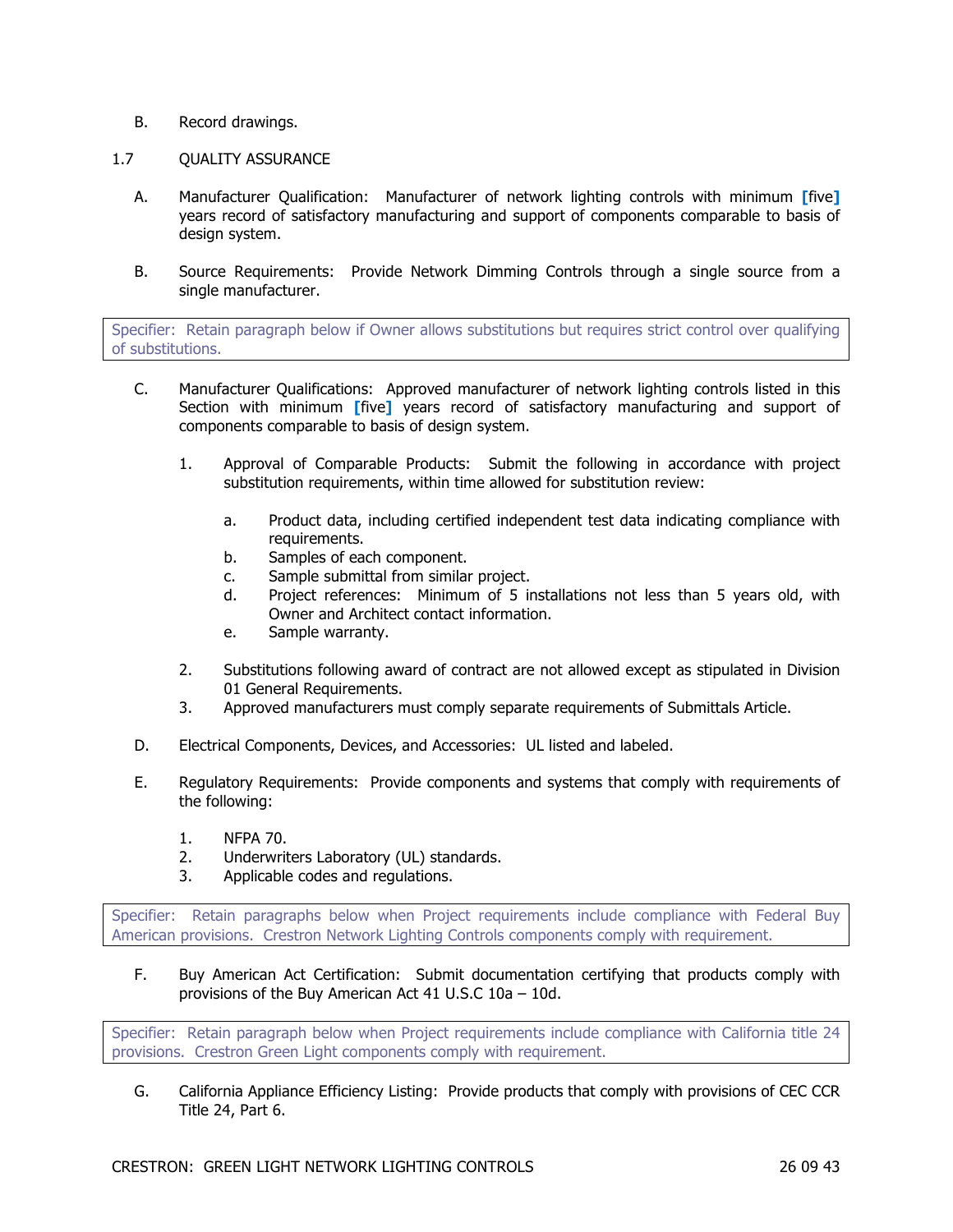B. Record drawings.

## 1.7 QUALITY ASSURANCE

A. Manufacturer Qualification: Manufacturer of network lighting controls with minimum [five] years record of satisfactory manufacturing and support of components comparable to basis of design system.

B. Source Requirements: Provide Network Dimming Controls through a single source from a single manufacturer.

> Specifier: Retain paragraph below if Owner allows substitutions but requires strict control over qualifying of substitutions.

C. Manufacturer Qualifications: Approved manufacturer of network lighting controls listed in this Section with minimum [five] years record of satisfactory manufacturing and support of components comparable to basis of design system.

1. Approval of Comparable Products: Submit the following in accordance with project substitution requirements, within time allowed for substitution review:

    a. Product data, including certified independent test data indicating compliance with requirements.
    b. Samples of each component.
    c. Sample submittal from similar project.
    d. Project references: Minimum of 5 installations not less than 5 years old, with Owner and Architect contact information.
    e. Sample warranty.

2. Substitutions following award of contract are not allowed except as stipulated in Division 01 General Requirements.
3. Approved manufacturers must comply separate requirements of Submittals Article.

D. Electrical Components, Devices, and Accessories: UL listed and labeled.

E. Regulatory Requirements: Provide components and systems that comply with requirements of the following:

1. NFPA 70.
2. Underwriters Laboratory (UL) standards.
3. Applicable codes and regulations.

> Specifier: Retain paragraphs below when Project requirements include compliance with Federal Buy American provisions. Crestron Network Lighting Controls components comply with requirement.

F. Buy American Act Certification: Submit documentation certifying that products comply with provisions of the Buy American Act 41 U.S.C 10a – 10d.

> Specifier: Retain paragraph below when Project requirements include compliance with California title 24 provisions. Crestron Green Light components comply with requirement.

G. California Appliance Efficiency Listing: Provide products that comply with provisions of CEC CCR Title 24, Part 6.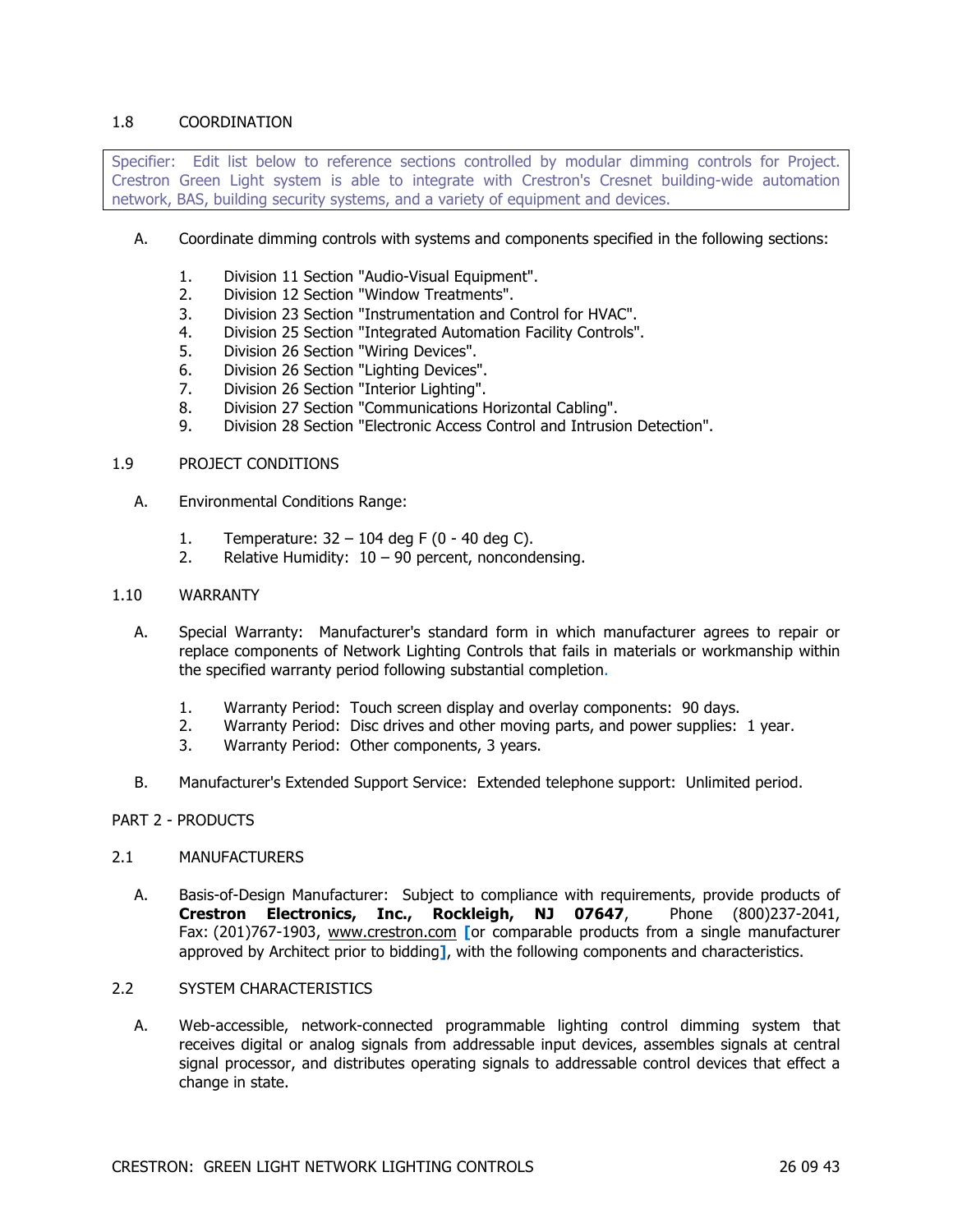## 1.8 COORDINATION

> Specifier: Edit list below to reference sections controlled by modular dimming controls for Project. Crestron Green Light system is able to integrate with Crestron's Cresnet building-wide automation network, BAS, building security systems, and a variety of equipment and devices.

A. Coordinate dimming controls with systems and components specified in the following sections:

1. Division 11 Section "Audio-Visual Equipment".
2. Division 12 Section "Window Treatments".
3. Division 23 Section "Instrumentation and Control for HVAC".
4. Division 25 Section "Integrated Automation Facility Controls".
5. Division 26 Section "Wiring Devices".
6. Division 26 Section "Lighting Devices".
7. Division 26 Section "Interior Lighting".
8. Division 27 Section "Communications Horizontal Cabling".
9. Division 28 Section "Electronic Access Control and Intrusion Detection".

## 1.9 PROJECT CONDITIONS

A. Environmental Conditions Range:

1. Temperature: 32 – 104 deg F (0 - 40 deg C).
2. Relative Humidity: 10 – 90 percent, noncondensing.

## 1.10 WARRANTY

A. Special Warranty: Manufacturer's standard form in which manufacturer agrees to repair or replace components of Network Lighting Controls that fails in materials or workmanship within the specified warranty period following substantial completion.

1. Warranty Period: Touch screen display and overlay components: 90 days.
2. Warranty Period: Disc drives and other moving parts, and power supplies: 1 year.
3. Warranty Period: Other components, 3 years.

B. Manufacturer's Extended Support Service: Extended telephone support: Unlimited period.

# PART 2 - PRODUCTS

## 2.1 MANUFACTURERS

A. Basis-of-Design Manufacturer: Subject to compliance with requirements, provide products of **Crestron Electronics, Inc., Rockleigh, NJ 07647**, Phone (800)237-2041, Fax: (201)767-1903, www.crestron.com [or comparable products from a single manufacturer approved by Architect prior to bidding], with the following components and characteristics.

## 2.2 SYSTEM CHARACTERISTICS

A. Web-accessible, network-connected programmable lighting control dimming system that receives digital or analog signals from addressable input devices, assembles signals at central signal processor, and distributes operating signals to addressable control devices that effect a change in state.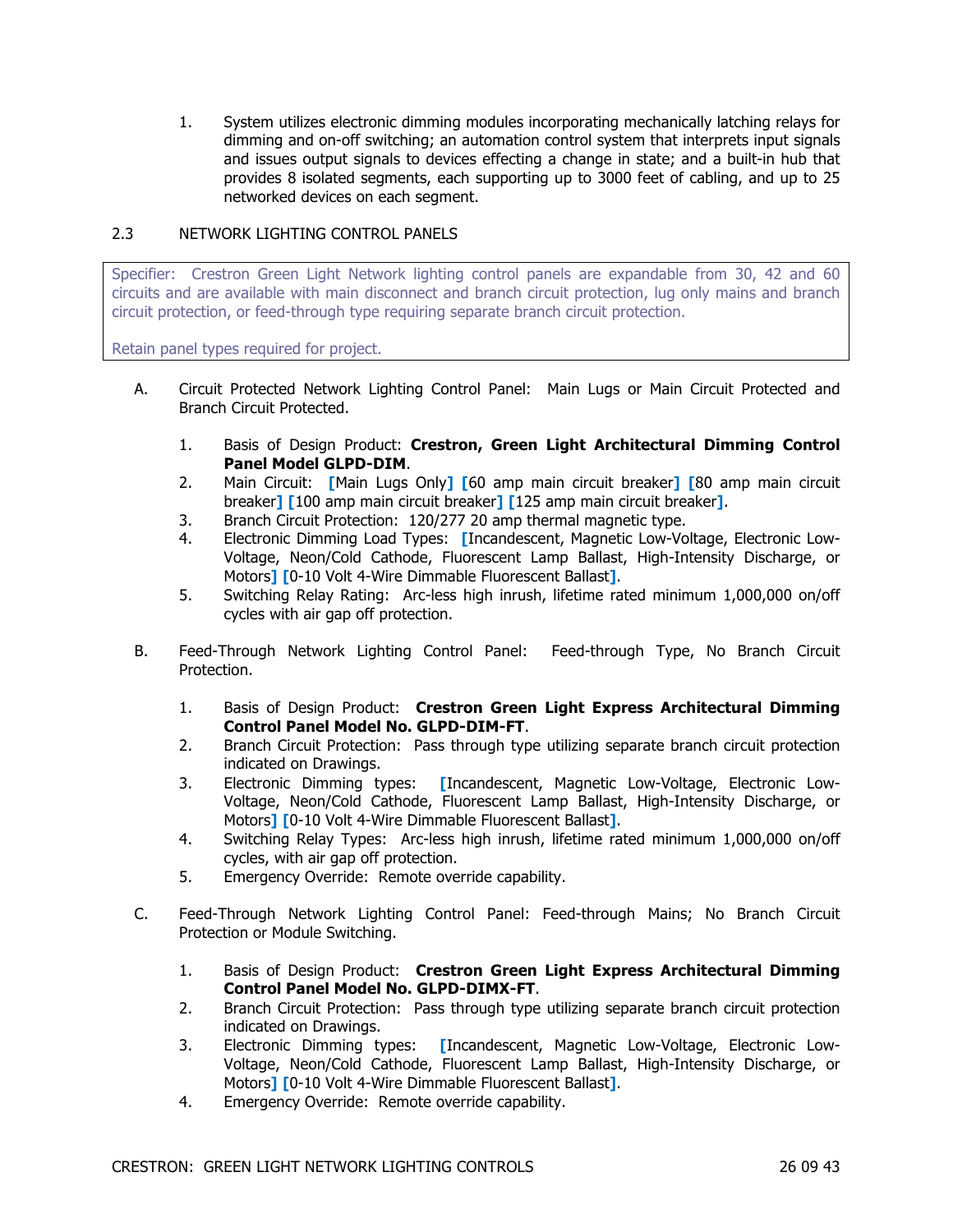1. System utilizes electronic dimming modules incorporating mechanically latching relays for dimming and on-off switching; an automation control system that interprets input signals and issues output signals to devices effecting a change in state; and a built-in hub that provides 8 isolated segments, each supporting up to 3000 feet of cabling, and up to 25 networked devices on each segment.

## 2.3 NETWORK LIGHTING CONTROL PANELS

> Specifier: Crestron Green Light Network lighting control panels are expandable from 30, 42 and 60 circuits and are available with main disconnect and branch circuit protection, lug only mains and branch circuit protection, or feed-through type requiring separate branch circuit protection.
>
> Retain panel types required for project.

A. Circuit Protected Network Lighting Control Panel: Main Lugs or Main Circuit Protected and Branch Circuit Protected.

1. Basis of Design Product: **Crestron, Green Light Architectural Dimming Control Panel Model GLPD-DIM**.
2. Main Circuit: [Main Lugs Only] [60 amp main circuit breaker] [80 amp main circuit breaker] [100 amp main circuit breaker] [125 amp main circuit breaker].
3. Branch Circuit Protection: 120/277 20 amp thermal magnetic type.
4. Electronic Dimming Load Types: [Incandescent, Magnetic Low-Voltage, Electronic Low-Voltage, Neon/Cold Cathode, Fluorescent Lamp Ballast, High-Intensity Discharge, or Motors] [0-10 Volt 4-Wire Dimmable Fluorescent Ballast].
5. Switching Relay Rating: Arc-less high inrush, lifetime rated minimum 1,000,000 on/off cycles with air gap off protection.

B. Feed-Through Network Lighting Control Panel: Feed-through Type, No Branch Circuit Protection.

1. Basis of Design Product: **Crestron Green Light Express Architectural Dimming Control Panel Model No. GLPD-DIM-FT**.
2. Branch Circuit Protection: Pass through type utilizing separate branch circuit protection indicated on Drawings.
3. Electronic Dimming types: [Incandescent, Magnetic Low-Voltage, Electronic Low-Voltage, Neon/Cold Cathode, Fluorescent Lamp Ballast, High-Intensity Discharge, or Motors] [0-10 Volt 4-Wire Dimmable Fluorescent Ballast].
4. Switching Relay Types: Arc-less high inrush, lifetime rated minimum 1,000,000 on/off cycles, with air gap off protection.
5. Emergency Override: Remote override capability.

C. Feed-Through Network Lighting Control Panel: Feed-through Mains; No Branch Circuit Protection or Module Switching.

1. Basis of Design Product: **Crestron Green Light Express Architectural Dimming Control Panel Model No. GLPD-DIMX-FT**.
2. Branch Circuit Protection: Pass through type utilizing separate branch circuit protection indicated on Drawings.
3. Electronic Dimming types: [Incandescent, Magnetic Low-Voltage, Electronic Low-Voltage, Neon/Cold Cathode, Fluorescent Lamp Ballast, High-Intensity Discharge, or Motors] [0-10 Volt 4-Wire Dimmable Fluorescent Ballast].
4. Emergency Override: Remote override capability.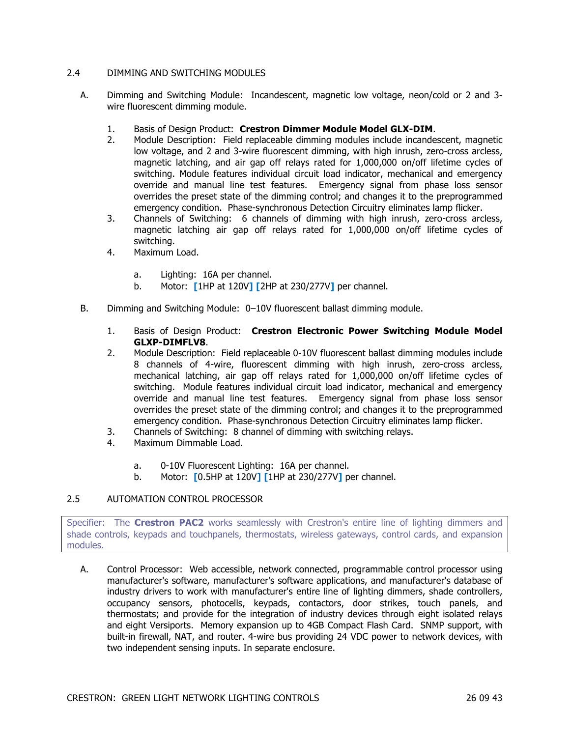## 2.4 DIMMING AND SWITCHING MODULES

A. Dimming and Switching Module: Incandescent, magnetic low voltage, neon/cold or 2 and 3-wire fluorescent dimming module.

   1. Basis of Design Product: **Crestron Dimmer Module Model GLX-DIM**.
   2. Module Description: Field replaceable dimming modules include incandescent, magnetic low voltage, and 2 and 3-wire fluorescent dimming, with high inrush, zero-cross arcless, magnetic latching, and air gap off relays rated for 1,000,000 on/off lifetime cycles of switching. Module features individual circuit load indicator, mechanical and emergency override and manual line test features. Emergency signal from phase loss sensor overrides the preset state of the dimming control; and changes it to the preprogrammed emergency condition. Phase-synchronous Detection Circuitry eliminates lamp flicker.
   3. Channels of Switching: 6 channels of dimming with high inrush, zero-cross arcless, magnetic latching air gap off relays rated for 1,000,000 on/off lifetime cycles of switching.
   4. Maximum Load.

      a. Lighting: 16A per channel.
      b. Motor: [1HP at 120V] [2HP at 230/277V] per channel.

B. Dimming and Switching Module: 0–10V fluorescent ballast dimming module.

   1. Basis of Design Product: **Crestron Electronic Power Switching Module Model GLXP-DIMFLV8**.
   2. Module Description: Field replaceable 0-10V fluorescent ballast dimming modules include 8 channels of 4-wire, fluorescent dimming with high inrush, zero-cross arcless, mechanical latching, air gap off relays rated for 1,000,000 on/off lifetime cycles of switching. Module features individual circuit load indicator, mechanical and emergency override and manual line test features. Emergency signal from phase loss sensor overrides the preset state of the dimming control; and changes it to the preprogrammed emergency condition. Phase-synchronous Detection Circuitry eliminates lamp flicker.
   3. Channels of Switching: 8 channel of dimming with switching relays.
   4. Maximum Dimmable Load.

      a. 0-10V Fluorescent Lighting: 16A per channel.
      b. Motor: [0.5HP at 120V] [1HP at 230/277V] per channel.

## 2.5 AUTOMATION CONTROL PROCESSOR

Specifier: The **Crestron PAC2** works seamlessly with Crestron's entire line of lighting dimmers and shade controls, keypads and touchpanels, thermostats, wireless gateways, control cards, and expansion modules.

A. Control Processor: Web accessible, network connected, programmable control processor using manufacturer's software, manufacturer's software applications, and manufacturer's database of industry drivers to work with manufacturer's entire line of lighting dimmers, shade controllers, occupancy sensors, photocells, keypads, contactors, door strikes, touch panels, and thermostats; and provide for the integration of industry devices through eight isolated relays and eight Versiports. Memory expansion up to 4GB Compact Flash Card. SNMP support, with built-in firewall, NAT, and router. 4-wire bus providing 24 VDC power to network devices, with two independent sensing inputs. In separate enclosure.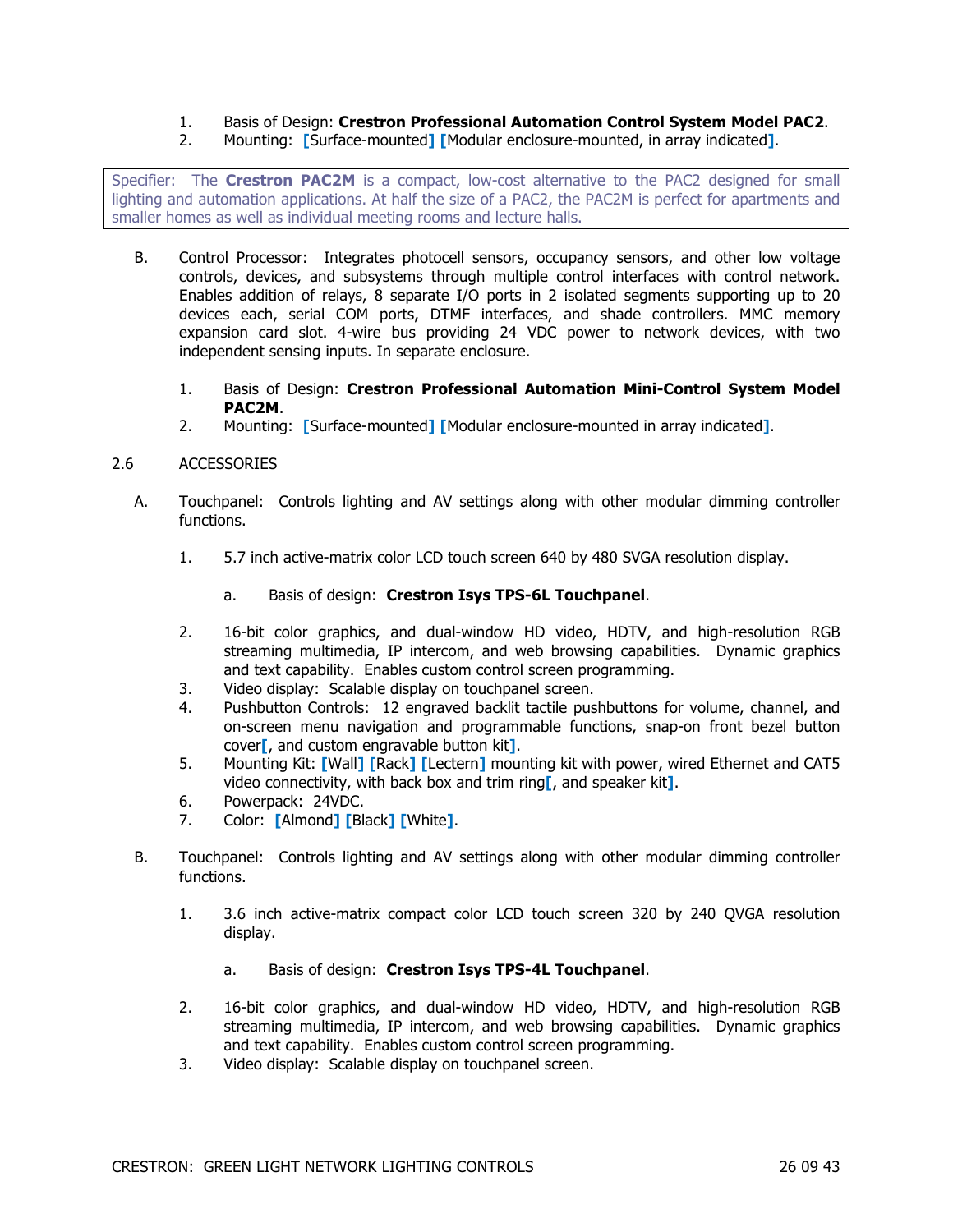1. Basis of Design: **Crestron Professional Automation Control System Model PAC2**.
2. Mounting: [Surface-mounted] [Modular enclosure-mounted, in array indicated].

> Specifier: The **Crestron PAC2M** is a compact, low-cost alternative to the PAC2 designed for small lighting and automation applications. At half the size of a PAC2, the PAC2M is perfect for apartments and smaller homes as well as individual meeting rooms and lecture halls.

B. Control Processor: Integrates photocell sensors, occupancy sensors, and other low voltage controls, devices, and subsystems through multiple control interfaces with control network. Enables addition of relays, 8 separate I/O ports in 2 isolated segments supporting up to 20 devices each, serial COM ports, DTMF interfaces, and shade controllers. MMC memory expansion card slot. 4-wire bus providing 24 VDC power to network devices, with two independent sensing inputs. In separate enclosure.

1. Basis of Design: **Crestron Professional Automation Mini-Control System Model PAC2M**.
2. Mounting: [Surface-mounted] [Modular enclosure-mounted in array indicated].

## 2.6 ACCESSORIES

A. Touchpanel: Controls lighting and AV settings along with other modular dimming controller functions.

1. 5.7 inch active-matrix color LCD touch screen 640 by 480 SVGA resolution display.
   a. Basis of design: **Crestron Isys TPS-6L Touchpanel**.
2. 16-bit color graphics, and dual-window HD video, HDTV, and high-resolution RGB streaming multimedia, IP intercom, and web browsing capabilities. Dynamic graphics and text capability. Enables custom control screen programming.
3. Video display: Scalable display on touchpanel screen.
4. Pushbutton Controls: 12 engraved backlit tactile pushbuttons for volume, channel, and on-screen menu navigation and programmable functions, snap-on front bezel button cover[, and custom engravable button kit].
5. Mounting Kit: [Wall] [Rack] [Lectern] mounting kit with power, wired Ethernet and CAT5 video connectivity, with back box and trim ring[, and speaker kit].
6. Powerpack: 24VDC.
7. Color: [Almond] [Black] [White].

B. Touchpanel: Controls lighting and AV settings along with other modular dimming controller functions.

1. 3.6 inch active-matrix compact color LCD touch screen 320 by 240 QVGA resolution display.
   a. Basis of design: **Crestron Isys TPS-4L Touchpanel**.
2. 16-bit color graphics, and dual-window HD video, HDTV, and high-resolution RGB streaming multimedia, IP intercom, and web browsing capabilities. Dynamic graphics and text capability. Enables custom control screen programming.
3. Video display: Scalable display on touchpanel screen.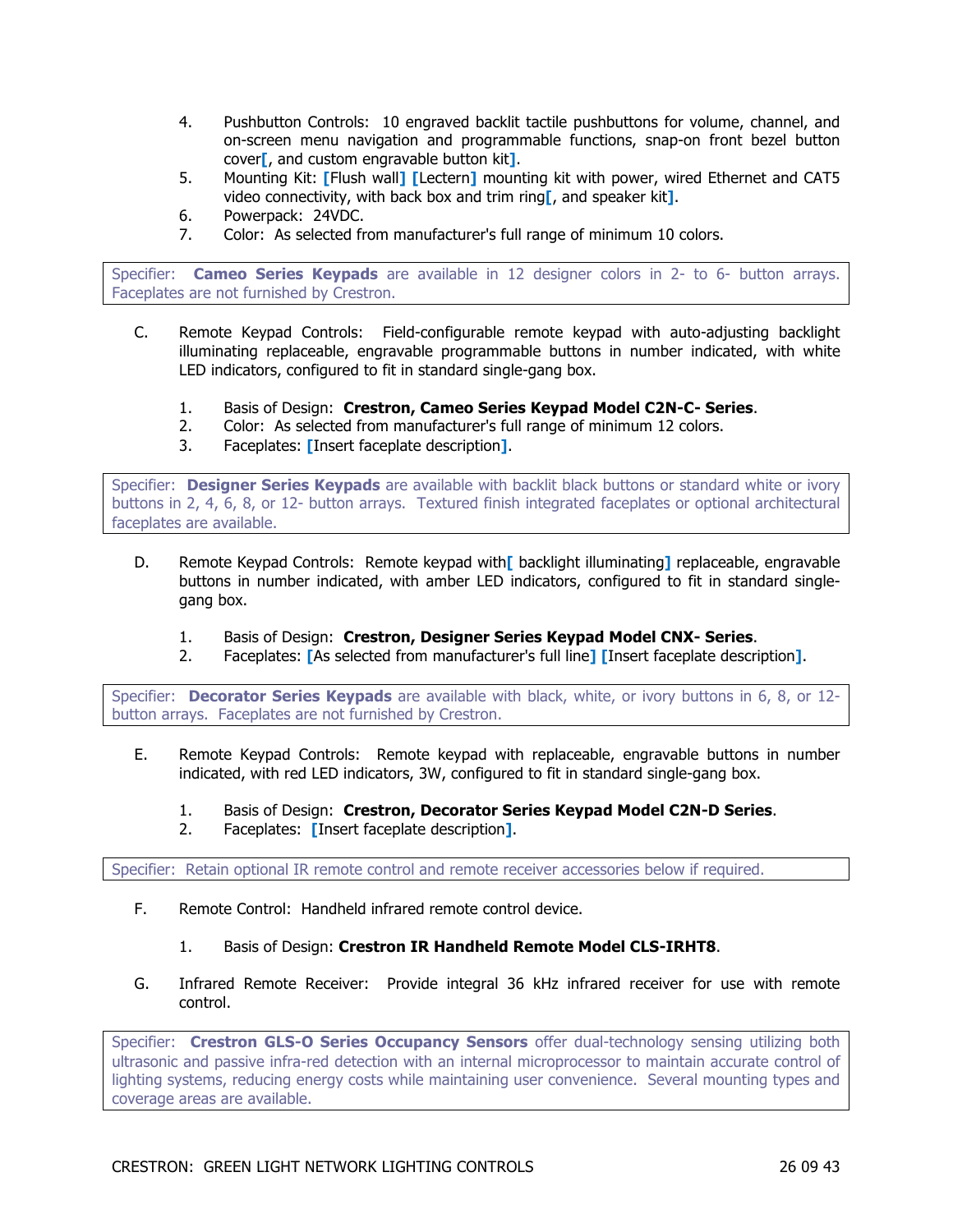4. Pushbutton Controls: 10 engraved backlit tactile pushbuttons for volume, channel, and on-screen menu navigation and programmable functions, snap-on front bezel button cover[, and custom engravable button kit].
5. Mounting Kit: [Flush wall] [Lectern] mounting kit with power, wired Ethernet and CAT5 video connectivity, with back box and trim ring[, and speaker kit].
6. Powerpack: 24VDC.
7. Color: As selected from manufacturer's full range of minimum 10 colors.

> Specifier: **Cameo Series Keypads** are available in 12 designer colors in 2- to 6- button arrays. Faceplates are not furnished by Crestron.

C. Remote Keypad Controls: Field-configurable remote keypad with auto-adjusting backlight illuminating replaceable, engravable programmable buttons in number indicated, with white LED indicators, configured to fit in standard single-gang box.

1. Basis of Design: **Crestron, Cameo Series Keypad Model C2N-C- Series**.
2. Color: As selected from manufacturer's full range of minimum 12 colors.
3. Faceplates: [Insert faceplate description].

> Specifier: **Designer Series Keypads** are available with backlit black buttons or standard white or ivory buttons in 2, 4, 6, 8, or 12- button arrays. Textured finish integrated faceplates or optional architectural faceplates are available.

D. Remote Keypad Controls: Remote keypad with[ backlight illuminating] replaceable, engravable buttons in number indicated, with amber LED indicators, configured to fit in standard single-gang box.

1. Basis of Design: **Crestron, Designer Series Keypad Model CNX- Series**.
2. Faceplates: [As selected from manufacturer's full line] [Insert faceplate description].

> Specifier: **Decorator Series Keypads** are available with black, white, or ivory buttons in 6, 8, or 12-button arrays. Faceplates are not furnished by Crestron.

E. Remote Keypad Controls: Remote keypad with replaceable, engravable buttons in number indicated, with red LED indicators, 3W, configured to fit in standard single-gang box.

1. Basis of Design: **Crestron, Decorator Series Keypad Model C2N-D Series**.
2. Faceplates: [Insert faceplate description].

> Specifier: Retain optional IR remote control and remote receiver accessories below if required.

F. Remote Control: Handheld infrared remote control device.

1. Basis of Design: **Crestron IR Handheld Remote Model CLS-IRHT8**.

G. Infrared Remote Receiver: Provide integral 36 kHz infrared receiver for use with remote control.

> Specifier: **Crestron GLS-O Series Occupancy Sensors** offer dual-technology sensing utilizing both ultrasonic and passive infra-red detection with an internal microprocessor to maintain accurate control of lighting systems, reducing energy costs while maintaining user convenience. Several mounting types and coverage areas are available.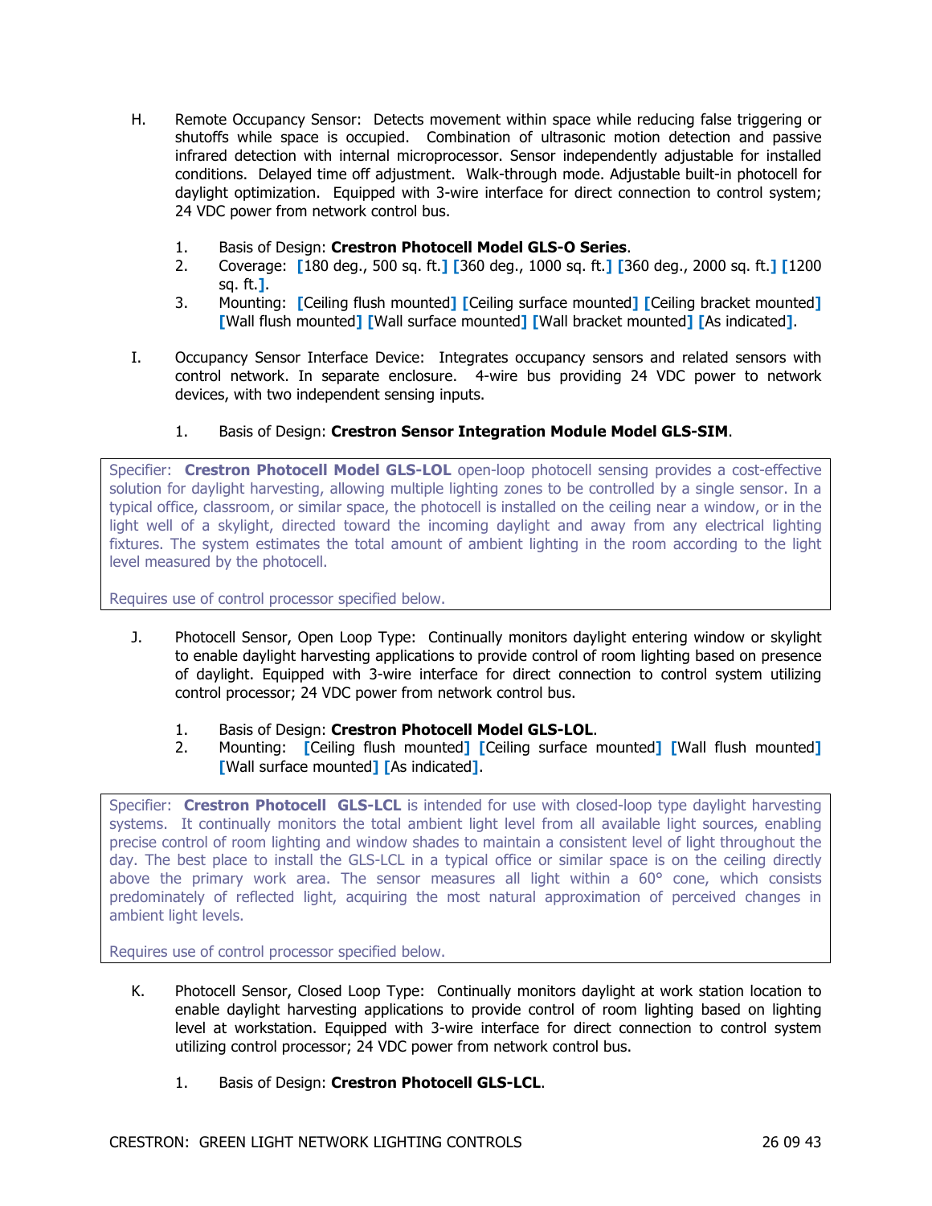H. Remote Occupancy Sensor: Detects movement within space while reducing false triggering or shutoffs while space is occupied. Combination of ultrasonic motion detection and passive infrared detection with internal microprocessor. Sensor independently adjustable for installed conditions. Delayed time off adjustment. Walk-through mode. Adjustable built-in photocell for daylight optimization. Equipped with 3-wire interface for direct connection to control system; 24 VDC power from network control bus.

   1. Basis of Design: **Crestron Photocell Model GLS-O Series**.
   2. Coverage: [180 deg., 500 sq. ft.] [360 deg., 1000 sq. ft.] [360 deg., 2000 sq. ft.] [1200 sq. ft.].
   3. Mounting: [Ceiling flush mounted] [Ceiling surface mounted] [Ceiling bracket mounted] [Wall flush mounted] [Wall surface mounted] [Wall bracket mounted] [As indicated].

I. Occupancy Sensor Interface Device: Integrates occupancy sensors and related sensors with control network. In separate enclosure. 4-wire bus providing 24 VDC power to network devices, with two independent sensing inputs.

   1. Basis of Design: **Crestron Sensor Integration Module Model GLS-SIM**.

> Specifier: **Crestron Photocell Model GLS-LOL** open-loop photocell sensing provides a cost-effective solution for daylight harvesting, allowing multiple lighting zones to be controlled by a single sensor. In a typical office, classroom, or similar space, the photocell is installed on the ceiling near a window, or in the light well of a skylight, directed toward the incoming daylight and away from any electrical lighting fixtures. The system estimates the total amount of ambient lighting in the room according to the light level measured by the photocell.
>
> Requires use of control processor specified below.

J. Photocell Sensor, Open Loop Type: Continually monitors daylight entering window or skylight to enable daylight harvesting applications to provide control of room lighting based on presence of daylight. Equipped with 3-wire interface for direct connection to control system utilizing control processor; 24 VDC power from network control bus.

   1. Basis of Design: **Crestron Photocell Model GLS-LOL**.
   2. Mounting: [Ceiling flush mounted] [Ceiling surface mounted] [Wall flush mounted] [Wall surface mounted] [As indicated].

> Specifier: **Crestron Photocell GLS-LCL** is intended for use with closed-loop type daylight harvesting systems. It continually monitors the total ambient light level from all available light sources, enabling precise control of room lighting and window shades to maintain a consistent level of light throughout the day. The best place to install the GLS-LCL in a typical office or similar space is on the ceiling directly above the primary work area. The sensor measures all light within a 60° cone, which consists predominately of reflected light, acquiring the most natural approximation of perceived changes in ambient light levels.
>
> Requires use of control processor specified below.

K. Photocell Sensor, Closed Loop Type: Continually monitors daylight at work station location to enable daylight harvesting applications to provide control of room lighting based on lighting level at workstation. Equipped with 3-wire interface for direct connection to control system utilizing control processor; 24 VDC power from network control bus.

   1. Basis of Design: **Crestron Photocell GLS-LCL**.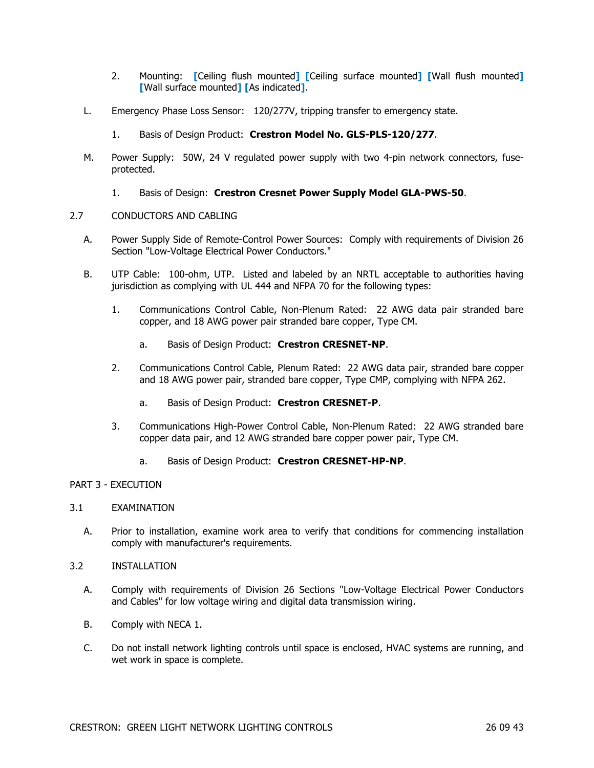2. Mounting: [Ceiling flush mounted] [Ceiling surface mounted] [Wall flush mounted] [Wall surface mounted] [As indicated].

L. Emergency Phase Loss Sensor: 120/277V, tripping transfer to emergency state.

   1. Basis of Design Product: **Crestron Model No. GLS-PLS-120/277**.

M. Power Supply: 50W, 24 V regulated power supply with two 4-pin network connectors, fuse-protected.

   1. Basis of Design: **Crestron Cresnet Power Supply Model GLA-PWS-50**.

## 2.7 CONDUCTORS AND CABLING

A. Power Supply Side of Remote-Control Power Sources: Comply with requirements of Division 26 Section "Low-Voltage Electrical Power Conductors."

B. UTP Cable: 100-ohm, UTP. Listed and labeled by an NRTL acceptable to authorities having jurisdiction as complying with UL 444 and NFPA 70 for the following types:

   1. Communications Control Cable, Non-Plenum Rated: 22 AWG data pair stranded bare copper, and 18 AWG power pair stranded bare copper, Type CM.

      a. Basis of Design Product: **Crestron CRESNET-NP**.

   2. Communications Control Cable, Plenum Rated: 22 AWG data pair, stranded bare copper and 18 AWG power pair, stranded bare copper, Type CMP, complying with NFPA 262.

      a. Basis of Design Product: **Crestron CRESNET-P**.

   3. Communications High-Power Control Cable, Non-Plenum Rated: 22 AWG stranded bare copper data pair, and 12 AWG stranded bare copper power pair, Type CM.

      a. Basis of Design Product: **Crestron CRESNET-HP-NP**.

# PART 3 - EXECUTION

## 3.1 EXAMINATION

A. Prior to installation, examine work area to verify that conditions for commencing installation comply with manufacturer's requirements.

## 3.2 INSTALLATION

A. Comply with requirements of Division 26 Sections "Low-Voltage Electrical Power Conductors and Cables" for low voltage wiring and digital data transmission wiring.

B. Comply with NECA 1.

C. Do not install network lighting controls until space is enclosed, HVAC systems are running, and wet work in space is complete.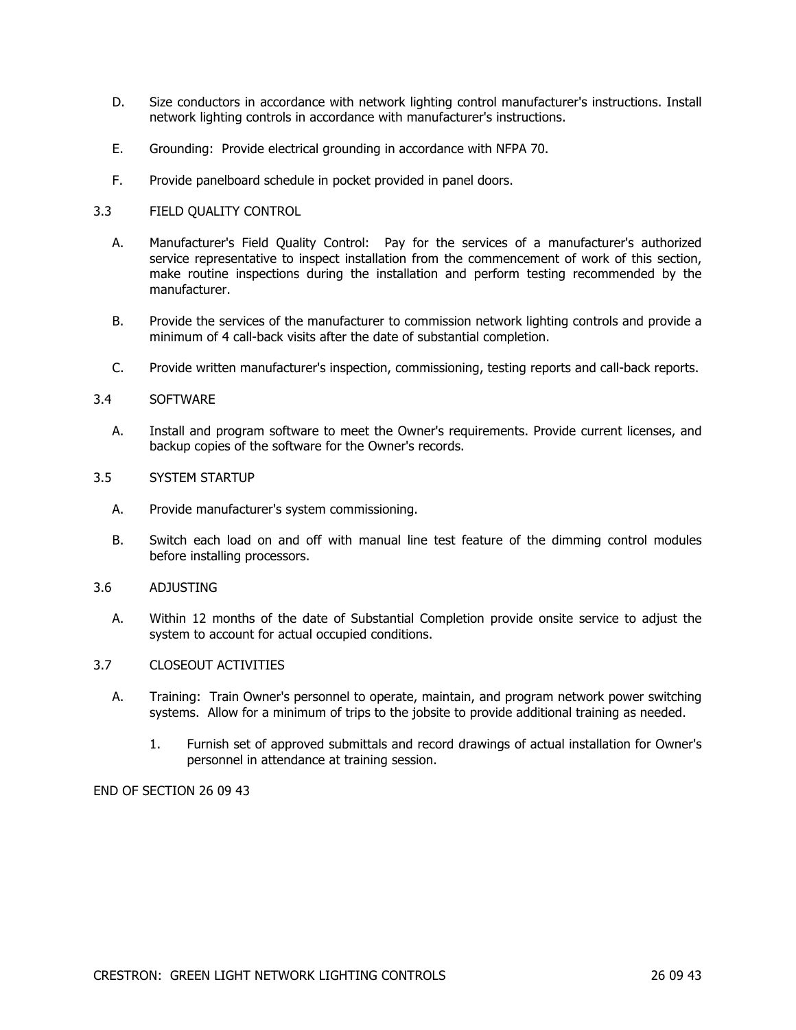D. Size conductors in accordance with network lighting control manufacturer's instructions. Install network lighting controls in accordance with manufacturer's instructions.

E. Grounding: Provide electrical grounding in accordance with NFPA 70.

F. Provide panelboard schedule in pocket provided in panel doors.

3.3 FIELD QUALITY CONTROL

A. Manufacturer's Field Quality Control: Pay for the services of a manufacturer's authorized service representative to inspect installation from the commencement of work of this section, make routine inspections during the installation and perform testing recommended by the manufacturer.

B. Provide the services of the manufacturer to commission network lighting controls and provide a minimum of 4 call-back visits after the date of substantial completion.

C. Provide written manufacturer's inspection, commissioning, testing reports and call-back reports.

3.4 SOFTWARE

A. Install and program software to meet the Owner's requirements. Provide current licenses, and backup copies of the software for the Owner's records.

3.5 SYSTEM STARTUP

A. Provide manufacturer's system commissioning.

B. Switch each load on and off with manual line test feature of the dimming control modules before installing processors.

3.6 ADJUSTING

A. Within 12 months of the date of Substantial Completion provide onsite service to adjust the system to account for actual occupied conditions.

3.7 CLOSEOUT ACTIVITIES

A. Training: Train Owner's personnel to operate, maintain, and program network power switching systems. Allow for a minimum of trips to the jobsite to provide additional training as needed.

1. Furnish set of approved submittals and record drawings of actual installation for Owner's personnel in attendance at training session.

END OF SECTION 26 09 43